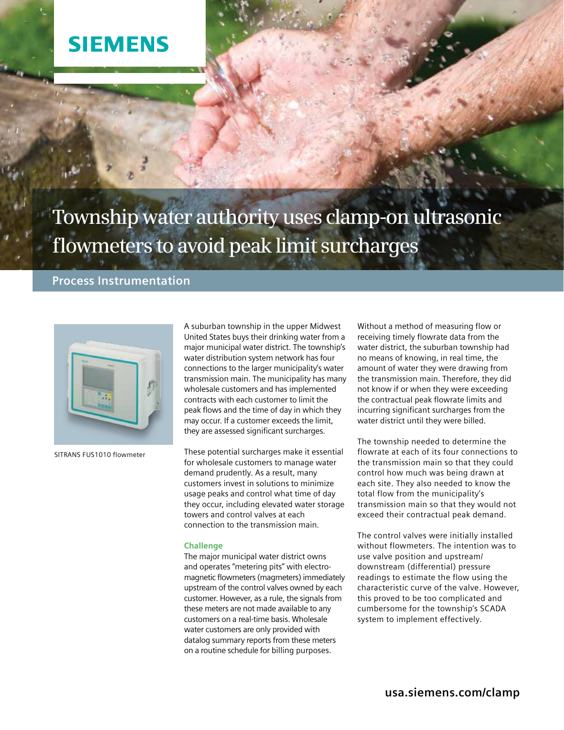SIEMENS

# Township water authority uses clamp-on ultrasonic flowmeters to avoid peak limit surcharges

## Process Instrumentation

SITRANS FUS1010 flowmeter

A suburban township in the upper Midwest United States buys their drinking water from a major municipal water district. The township's water distribution system network has four connections to the larger municipality's water transmission main. The municipality has many wholesale customers and has implemented contracts with each customer to limit the peak flows and the time of day in which they may occur. If a customer exceeds the limit, they are assessed significant surcharges.

These potential surcharges make it essential for wholesale customers to manage water demand prudently. As a result, many customers invest in solutions to minimize usage peaks and control what time of day they occur, including elevated water storage towers and control valves at each connection to the transmission main.

### Challenge

The major municipal water district owns and operates "metering pits" with electromagnetic flowmeters (magmeters) immediately upstream of the control valves owned by each customer. However, as a rule, the signals from these meters are not made available to any customers on a real-time basis. Wholesale water customers are only provided with datalog summary reports from these meters on a routine schedule for billing purposes.

Without a method of measuring flow or receiving timely flowrate data from the water district, the suburban township had no means of knowing, in real time, the amount of water they were drawing from the transmission main. Therefore, they did not know if or when they were exceeding the contractual peak flowrate limits and incurring significant surcharges from the water district until they were billed.

The township needed to determine the flowrate at each of its four connections to the transmission main so that they could control how much was being drawn at each site. They also needed to know the total flow from the municipality's transmission main so that they would not exceed their contractual peak demand.

The control valves were initially installed without flowmeters. The intention was to use valve position and upstream/downstream (differential) pressure readings to estimate the flow using the characteristic curve of the valve. However, this proved to be too complicated and cumbersome for the township's SCADA system to implement effectively.

**usa.siemens.com/clamp**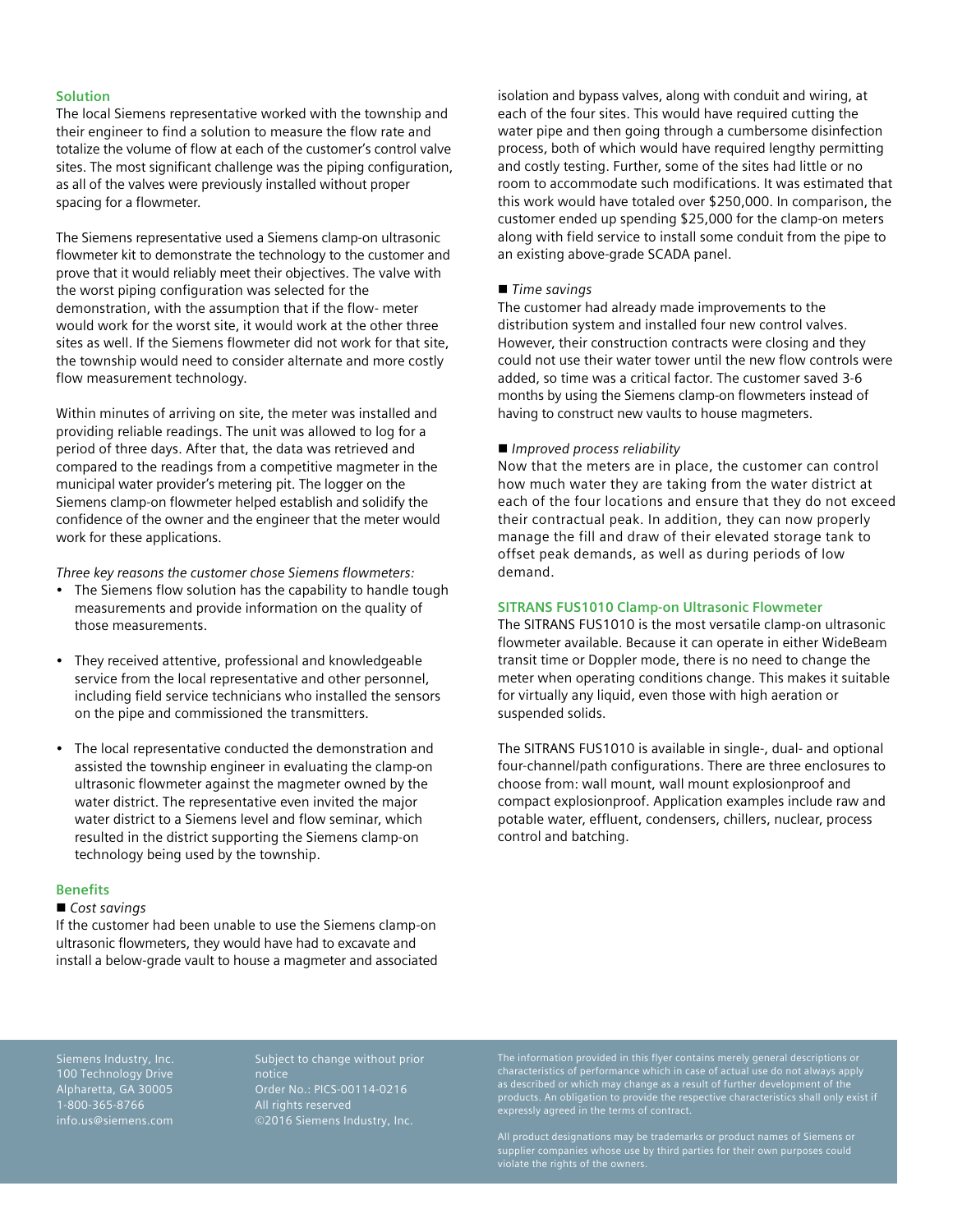## Solution

The local Siemens representative worked with the township and their engineer to find a solution to measure the flow rate and totalize the volume of flow at each of the customer's control valve sites. The most significant challenge was the piping configuration, as all of the valves were previously installed without proper spacing for a flowmeter.

The Siemens representative used a Siemens clamp-on ultrasonic flowmeter kit to demonstrate the technology to the customer and prove that it would reliably meet their objectives. The valve with the worst piping configuration was selected for the demonstration, with the assumption that if the flow- meter would work for the worst site, it would work at the other three sites as well. If the Siemens flowmeter did not work for that site, the township would need to consider alternate and more costly flow measurement technology.

Within minutes of arriving on site, the meter was installed and providing reliable readings. The unit was allowed to log for a period of three days. After that, the data was retrieved and compared to the readings from a competitive magmeter in the municipal water provider's metering pit. The logger on the Siemens clamp-on flowmeter helped establish and solidify the confidence of the owner and the engineer that the meter would work for these applications.

*Three key reasons the customer chose Siemens flowmeters:*

- The Siemens flow solution has the capability to handle tough measurements and provide information on the quality of those measurements.
- They received attentive, professional and knowledgeable service from the local representative and other personnel, including field service technicians who installed the sensors on the pipe and commissioned the transmitters.
- The local representative conducted the demonstration and assisted the township engineer in evaluating the clamp-on ultrasonic flowmeter against the magmeter owned by the water district. The representative even invited the major water district to a Siemens level and flow seminar, which resulted in the district supporting the Siemens clamp-on technology being used by the township.

## Benefits

■ *Cost savings*

If the customer had been unable to use the Siemens clamp-on ultrasonic flowmeters, they would have had to excavate and install a below-grade vault to house a magmeter and associated isolation and bypass valves, along with conduit and wiring, at each of the four sites. This would have required cutting the water pipe and then going through a cumbersome disinfection process, both of which would have required lengthy permitting and costly testing. Further, some of the sites had little or no room to accommodate such modifications. It was estimated that this work would have totaled over $250,000. In comparison, the customer ended up spending $25,000 for the clamp-on meters along with field service to install some conduit from the pipe to an existing above-grade SCADA panel.

■ *Time savings*

The customer had already made improvements to the distribution system and installed four new control valves. However, their construction contracts were closing and they could not use their water tower until the new flow controls were added, so time was a critical factor. The customer saved 3-6 months by using the Siemens clamp-on flowmeters instead of having to construct new vaults to house magmeters.

■ *Improved process reliability*

Now that the meters are in place, the customer can control how much water they are taking from the water district at each of the four locations and ensure that they do not exceed their contractual peak. In addition, they can now properly manage the fill and draw of their elevated storage tank to offset peak demands, as well as during periods of low demand.

## SITRANS FUS1010 Clamp-on Ultrasonic Flowmeter

The SITRANS FUS1010 is the most versatile clamp-on ultrasonic flowmeter available. Because it can operate in either WideBeam transit time or Doppler mode, there is no need to change the meter when operating conditions change. This makes it suitable for virtually any liquid, even those with high aeration or suspended solids.

The SITRANS FUS1010 is available in single-, dual- and optional four-channel/path configurations. There are three enclosures to choose from: wall mount, wall mount explosionproof and compact explosionproof. Application examples include raw and potable water, effluent, condensers, chillers, nuclear, process control and batching.

Siemens Industry, Inc.
100 Technology Drive
Alpharetta, GA 30005
1-800-365-8766
info.us@siemens.com

Subject to change without prior notice
Order No.: PICS-00114-0216
All rights reserved
©2016 Siemens Industry, Inc.

The information provided in this flyer contains merely general descriptions or characteristics of performance which in case of actual use do not always apply as described or which may change as a result of further development of the products. An obligation to provide the respective characteristics shall only exist if expressly agreed in the terms of contract.

All product designations may be trademarks or product names of Siemens or supplier companies whose use by third parties for their own purposes could violate the rights of the owners.